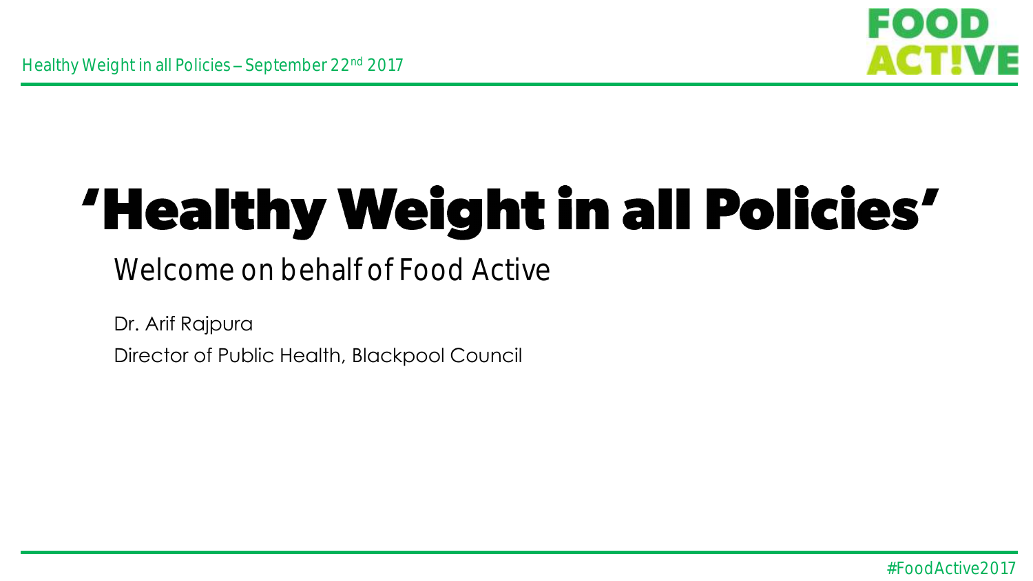# 'Healthy Weight in all Policies'

## Welcome on behalf of Food Active

Dr. Arif Rajpura

Director of Public Health, Blackpool Council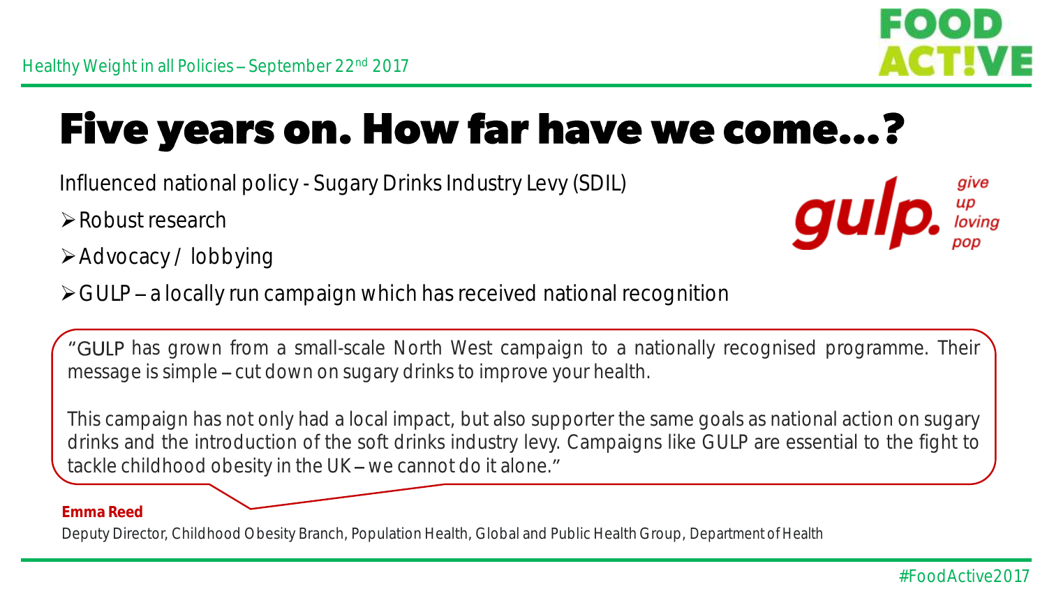Healthy Weight in all Policies – September 22nd 2017

# Five years on. How far have we come…?

Influenced national policy - Sugary Drinks Industry Levy (SDIL)

- Robust research
- Advocacy / lobbying
- GULP – a locally run campaign which has received national recognition

gulp. give up loving pop

"GULP has grown from a small-scale North West campaign to a nationally recognised programme. Their message is simple – cut down on sugary drinks to improve your health.

This campaign has not only had a local impact, but also supporter the same goals as national action on sugary drinks and the introduction of the soft drinks industry levy. Campaigns like GULP are essential to the fight to tackle childhood obesity in the UK – we cannot do it alone."

**Emma Reed**

Deputy Director, Childhood Obesity Branch, Population Health, Global and Public Health Group, Department of Health

#FoodActive2017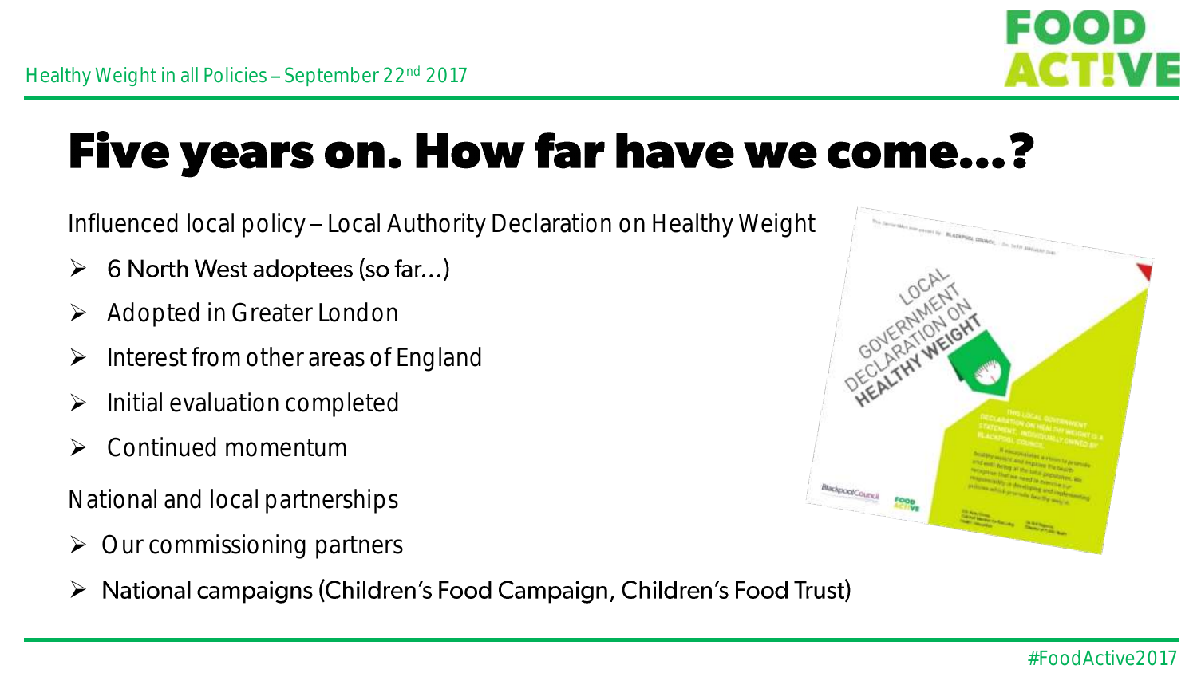# Five years on. How far have we come…?

Influenced local policy – Local Authority Declaration on Healthy Weight

- 6 North West adoptees (so far…)
- Adopted in Greater London
- Interest from other areas of England
- Initial evaluation completed
- Continued momentum

National and local partnerships

- Our commissioning partners
- National campaigns (Children's Food Campaign, Children's Food Trust)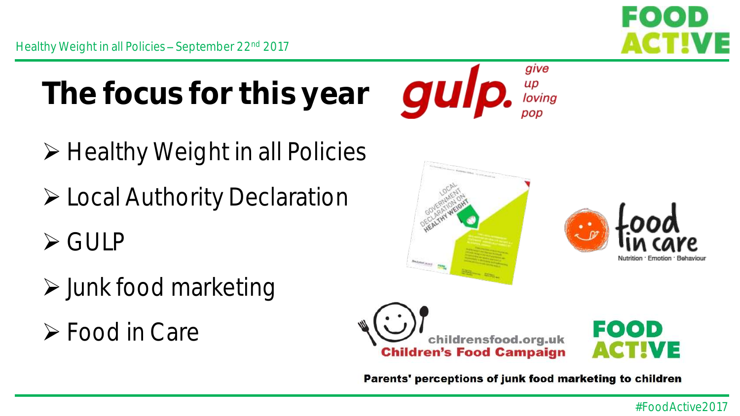# The focus for this year

- Healthy Weight in all Policies
- Local Authority Declaration
- GULP
- Junk food marketing
- Food in Care

gulp. give up loving pop

Parents' perceptions of junk food marketing to children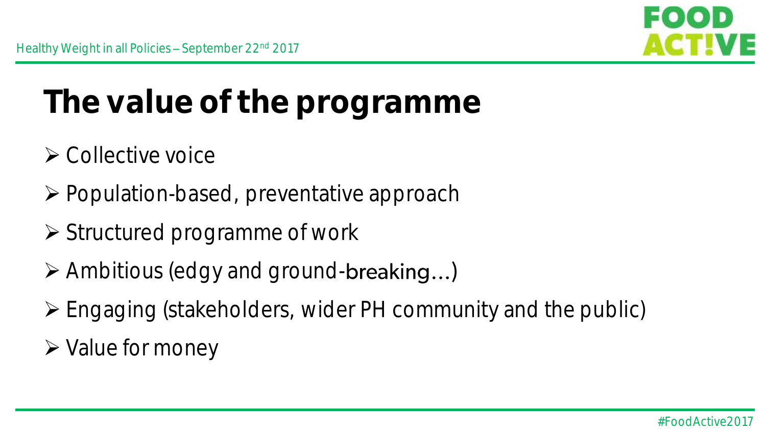# The value of the programme

- Collective voice
- Population-based, preventative approach
- Structured programme of work
- Ambitious (edgy and ground-breaking…)
- Engaging (stakeholders, wider PH community and the public)
- Value for money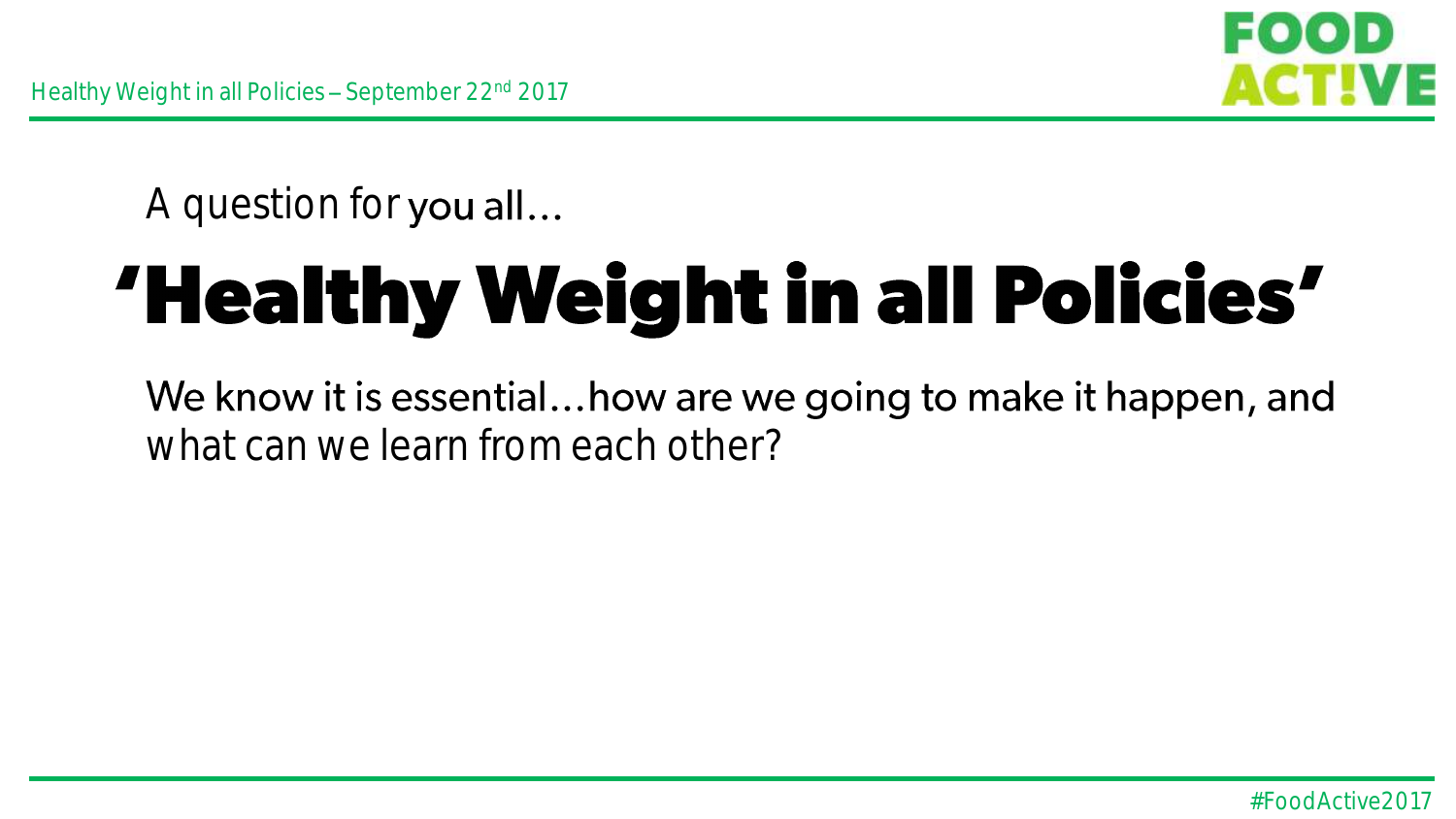A question for you all…

# 'Healthy Weight in all Policies'

We know it is essential…how are we going to make it happen, and what can we learn from each other?